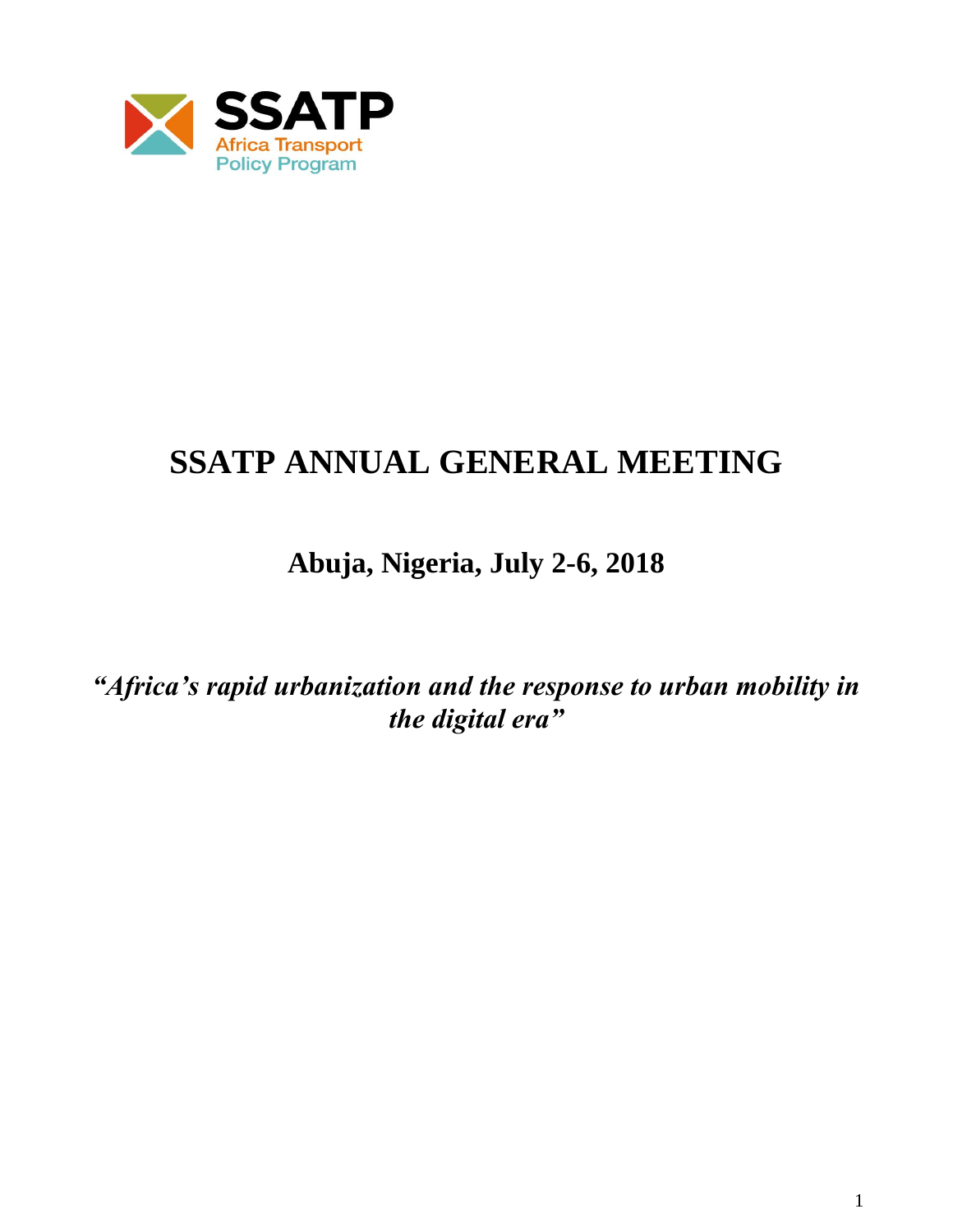SSATP
Africa Transport
Policy Program

# SSATP ANNUAL GENERAL MEETING

## Abuja, Nigeria, July 2-6, 2018

***"Africa's rapid urbanization and the response to urban mobility in the digital era"***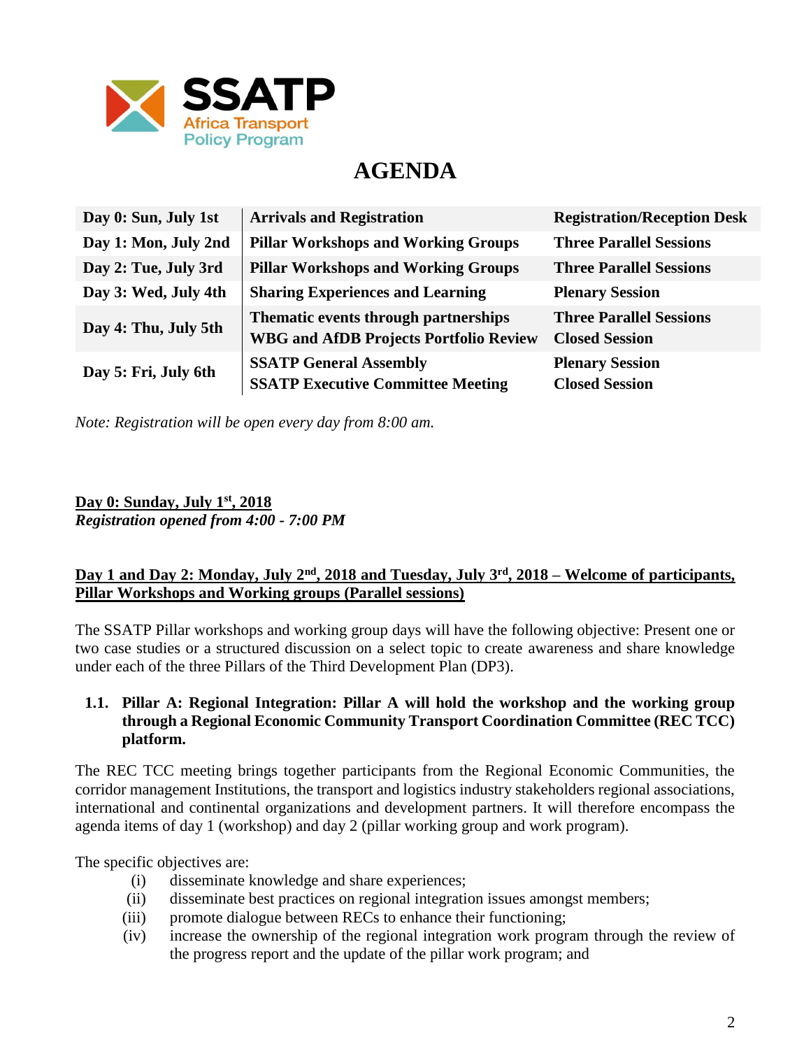# AGENDA

| | | |
|---|---|---|
| **Day 0: Sun, July 1st** | **Arrivals and Registration** | **Registration/Reception Desk** |
| **Day 1: Mon, July 2nd** | **Pillar Workshops and Working Groups** | **Three Parallel Sessions** |
| **Day 2: Tue, July 3rd** | **Pillar Workshops and Working Groups** | **Three Parallel Sessions** |
| **Day 3: Wed, July 4th** | **Sharing Experiences and Learning** | **Plenary Session** |
| **Day 4: Thu, July 5th** | **Thematic events through partnerships**<br>**WBG and AfDB Projects Portfolio Review** | **Three Parallel Sessions**<br>**Closed Session** |
| **Day 5: Fri, July 6th** | **SSATP General Assembly**<br>**SSATP Executive Committee Meeting** | **Plenary Session**<br>**Closed Session** |

*Note: Registration will be open every day from 8:00 am.*

**Day 0: Sunday, July 1st, 2018**
***Registration opened from 4:00 - 7:00 PM***

**Day 1 and Day 2: Monday, July 2nd, 2018 and Tuesday, July 3rd, 2018 – Welcome of participants, Pillar Workshops and Working groups (Parallel sessions)**

The SSATP Pillar workshops and working group days will have the following objective: Present one or two case studies or a structured discussion on a select topic to create awareness and share knowledge under each of the three Pillars of the Third Development Plan (DP3).

**1.1. Pillar A: Regional Integration: Pillar A will hold the workshop and the working group through a Regional Economic Community Transport Coordination Committee (REC TCC) platform.**

The REC TCC meeting brings together participants from the Regional Economic Communities, the corridor management Institutions, the transport and logistics industry stakeholders regional associations, international and continental organizations and development partners. It will therefore encompass the agenda items of day 1 (workshop) and day 2 (pillar working group and work program).

The specific objectives are:

(i) disseminate knowledge and share experiences;
(ii) disseminate best practices on regional integration issues amongst members;
(iii) promote dialogue between RECs to enhance their functioning;
(iv) increase the ownership of the regional integration work program through the review of the progress report and the update of the pillar work program; and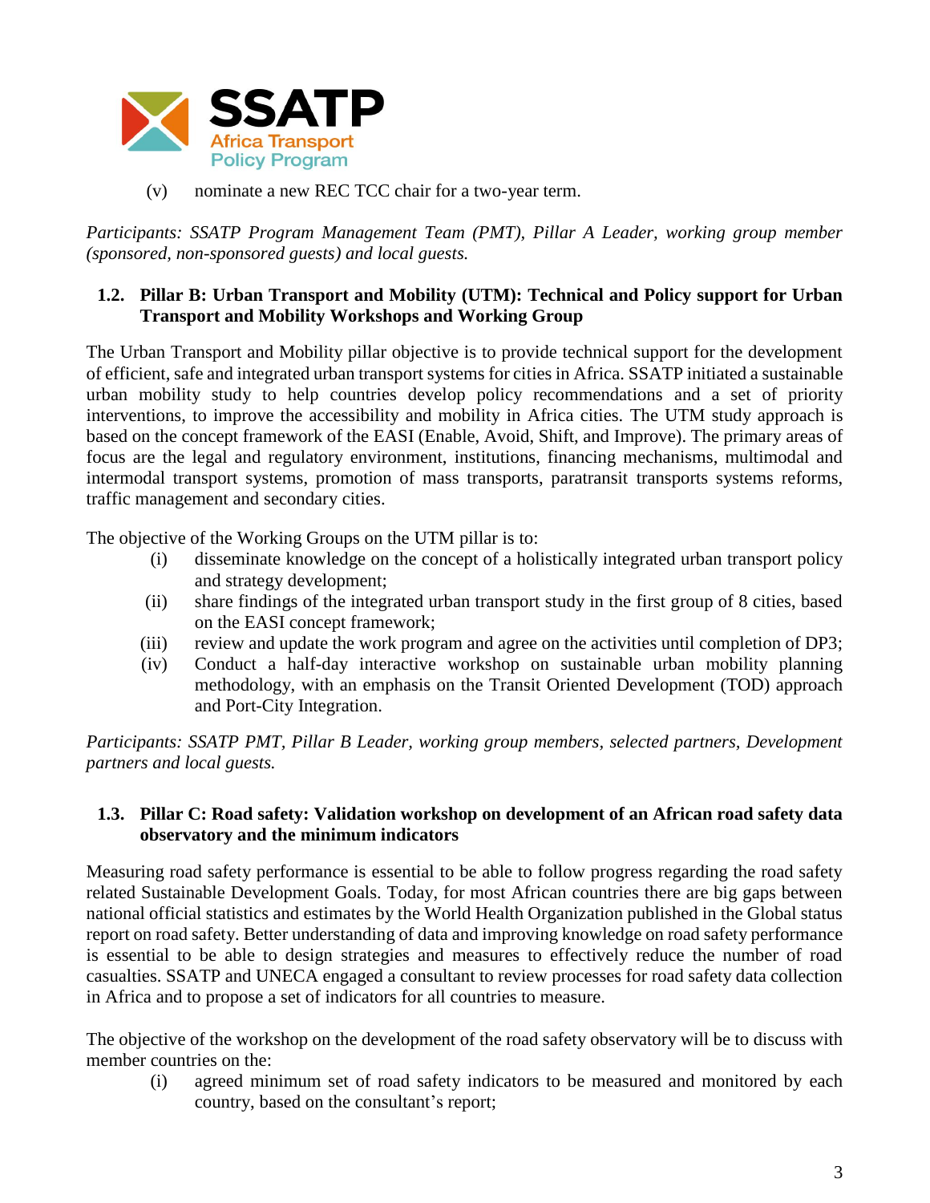(v) nominate a new REC TCC chair for a two-year term.

*Participants: SSATP Program Management Team (PMT), Pillar A Leader, working group member (sponsored, non-sponsored guests) and local guests.*

### 1.2. Pillar B: Urban Transport and Mobility (UTM): Technical and Policy support for Urban Transport and Mobility Workshops and Working Group

The Urban Transport and Mobility pillar objective is to provide technical support for the development of efficient, safe and integrated urban transport systems for cities in Africa. SSATP initiated a sustainable urban mobility study to help countries develop policy recommendations and a set of priority interventions, to improve the accessibility and mobility in Africa cities. The UTM study approach is based on the concept framework of the EASI (Enable, Avoid, Shift, and Improve). The primary areas of focus are the legal and regulatory environment, institutions, financing mechanisms, multimodal and intermodal transport systems, promotion of mass transports, paratransit transports systems reforms, traffic management and secondary cities.

The objective of the Working Groups on the UTM pillar is to:

(i) disseminate knowledge on the concept of a holistically integrated urban transport policy and strategy development;
(ii) share findings of the integrated urban transport study in the first group of 8 cities, based on the EASI concept framework;
(iii) review and update the work program and agree on the activities until completion of DP3;
(iv) Conduct a half-day interactive workshop on sustainable urban mobility planning methodology, with an emphasis on the Transit Oriented Development (TOD) approach and Port-City Integration.

*Participants: SSATP PMT, Pillar B Leader, working group members, selected partners, Development partners and local guests.*

### 1.3. Pillar C: Road safety: Validation workshop on development of an African road safety data observatory and the minimum indicators

Measuring road safety performance is essential to be able to follow progress regarding the road safety related Sustainable Development Goals. Today, for most African countries there are big gaps between national official statistics and estimates by the World Health Organization published in the Global status report on road safety. Better understanding of data and improving knowledge on road safety performance is essential to be able to design strategies and measures to effectively reduce the number of road casualties. SSATP and UNECA engaged a consultant to review processes for road safety data collection in Africa and to propose a set of indicators for all countries to measure.

The objective of the workshop on the development of the road safety observatory will be to discuss with member countries on the:

(i) agreed minimum set of road safety indicators to be measured and monitored by each country, based on the consultant's report;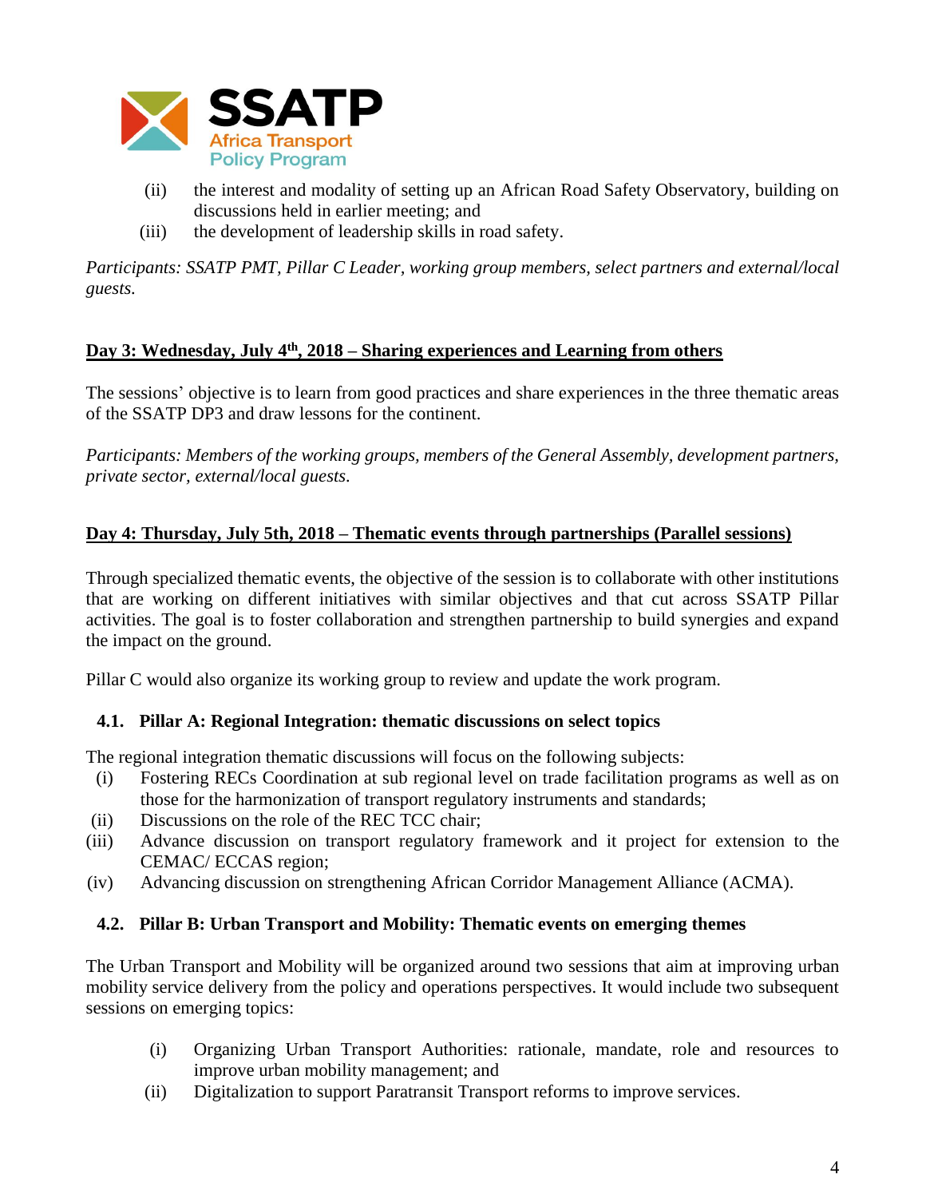(ii) the interest and modality of setting up an African Road Safety Observatory, building on discussions held in earlier meeting; and

(iii) the development of leadership skills in road safety.

*Participants: SSATP PMT, Pillar C Leader, working group members, select partners and external/local guests.*

## <u>Day 3: Wednesday, July 4th, 2018 – Sharing experiences and Learning from others</u>

The sessions' objective is to learn from good practices and share experiences in the three thematic areas of the SSATP DP3 and draw lessons for the continent.

*Participants: Members of the working groups, members of the General Assembly, development partners, private sector, external/local guests.*

## <u>Day 4: Thursday, July 5th, 2018 – Thematic events through partnerships (Parallel sessions)</u>

Through specialized thematic events, the objective of the session is to collaborate with other institutions that are working on different initiatives with similar objectives and that cut across SSATP Pillar activities. The goal is to foster collaboration and strengthen partnership to build synergies and expand the impact on the ground.

Pillar C would also organize its working group to review and update the work program.

### 4.1. Pillar A: Regional Integration: thematic discussions on select topics

The regional integration thematic discussions will focus on the following subjects:

(i) Fostering RECs Coordination at sub regional level on trade facilitation programs as well as on those for the harmonization of transport regulatory instruments and standards;

(ii) Discussions on the role of the REC TCC chair;

(iii) Advance discussion on transport regulatory framework and it project for extension to the CEMAC/ ECCAS region;

(iv) Advancing discussion on strengthening African Corridor Management Alliance (ACMA).

### 4.2. Pillar B: Urban Transport and Mobility: Thematic events on emerging themes

The Urban Transport and Mobility will be organized around two sessions that aim at improving urban mobility service delivery from the policy and operations perspectives. It would include two subsequent sessions on emerging topics:

(i) Organizing Urban Transport Authorities: rationale, mandate, role and resources to improve urban mobility management; and

(ii) Digitalization to support Paratransit Transport reforms to improve services.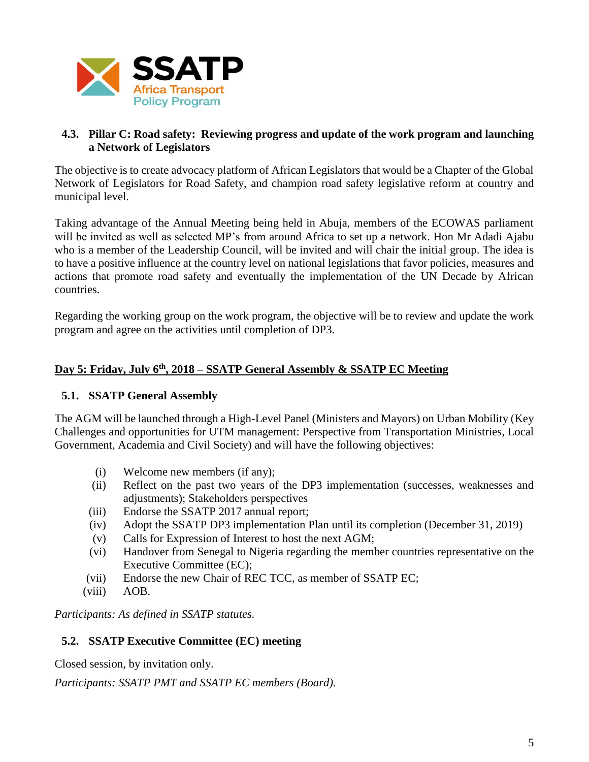### 4.3. Pillar C: Road safety: Reviewing progress and update of the work program and launching a Network of Legislators

The objective is to create advocacy platform of African Legislators that would be a Chapter of the Global Network of Legislators for Road Safety, and champion road safety legislative reform at country and municipal level.

Taking advantage of the Annual Meeting being held in Abuja, members of the ECOWAS parliament will be invited as well as selected MP's from around Africa to set up a network. Hon Mr Adadi Ajabu who is a member of the Leadership Council, will be invited and will chair the initial group. The idea is to have a positive influence at the country level on national legislations that favor policies, measures and actions that promote road safety and eventually the implementation of the UN Decade by African countries.

Regarding the working group on the work program, the objective will be to review and update the work program and agree on the activities until completion of DP3.

## Day 5: Friday, July 6th, 2018 – SSATP General Assembly & SSATP EC Meeting

### 5.1. SSATP General Assembly

The AGM will be launched through a High-Level Panel (Ministers and Mayors) on Urban Mobility (Key Challenges and opportunities for UTM management: Perspective from Transportation Ministries, Local Government, Academia and Civil Society) and will have the following objectives:

- (i) Welcome new members (if any);
- (ii) Reflect on the past two years of the DP3 implementation (successes, weaknesses and adjustments); Stakeholders perspectives
- (iii) Endorse the SSATP 2017 annual report;
- (iv) Adopt the SSATP DP3 implementation Plan until its completion (December 31, 2019)
- (v) Calls for Expression of Interest to host the next AGM;
- (vi) Handover from Senegal to Nigeria regarding the member countries representative on the Executive Committee (EC);
- (vii) Endorse the new Chair of REC TCC, as member of SSATP EC;
- (viii) AOB.

*Participants: As defined in SSATP statutes.*

### 5.2. SSATP Executive Committee (EC) meeting

Closed session, by invitation only.

*Participants: SSATP PMT and SSATP EC members (Board).*